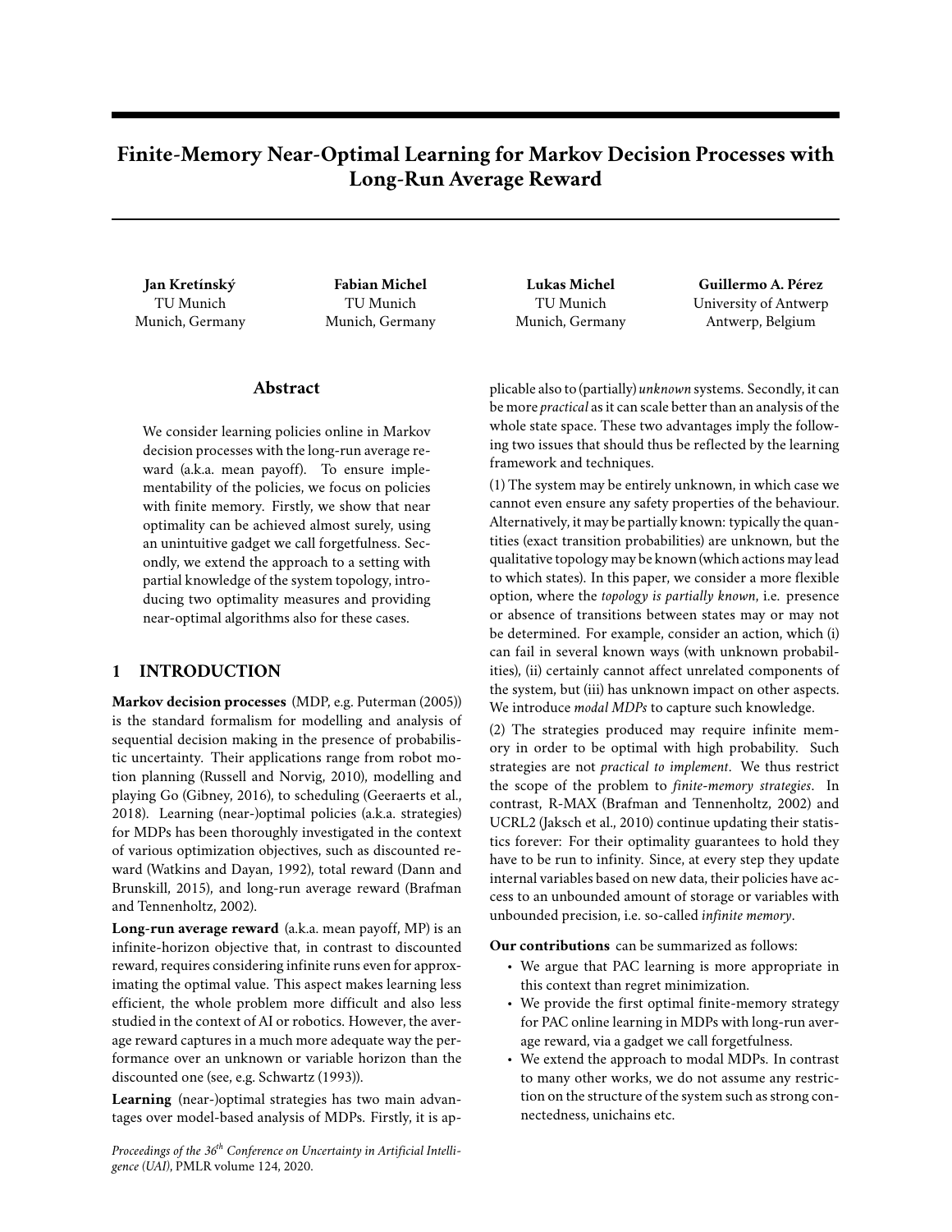# Finite-Memory Near-Optimal Learning for Markov Decision Processes with Long-Run Average Reward

**Jan Kretínský**
TU Munich
Munich, Germany

**Fabian Michel**
TU Munich
Munich, Germany

**Lukas Michel**
TU Munich
Munich, Germany

**Guillermo A. Pérez**
University of Antwerp
Antwerp, Belgium

## Abstract

We consider learning policies online in Markov decision processes with the long-run average reward (a.k.a. mean payoff). To ensure implementability of the policies, we focus on policies with finite memory. Firstly, we show that near optimality can be achieved almost surely, using an unintuitive gadget we call forgetfulness. Secondly, we extend the approach to a setting with partial knowledge of the system topology, introducing two optimality measures and providing near-optimal algorithms also for these cases.

## 1 INTRODUCTION

**Markov decision processes** (MDP, e.g. Puterman (2005)) is the standard formalism for modelling and analysis of sequential decision making in the presence of probabilistic uncertainty. Their applications range from robot motion planning (Russell and Norvig, 2010), modelling and playing Go (Gibney, 2016), to scheduling (Geeraerts et al., 2018). Learning (near-)optimal policies (a.k.a. strategies) for MDPs has been thoroughly investigated in the context of various optimization objectives, such as discounted reward (Watkins and Dayan, 1992), total reward (Dann and Brunskill, 2015), and long-run average reward (Brafman and Tennenholtz, 2002).

**Long-run average reward** (a.k.a. mean payoff, MP) is an infinite-horizon objective that, in contrast to discounted reward, requires considering infinite runs even for approximating the optimal value. This aspect makes learning less efficient, the whole problem more difficult and also less studied in the context of AI or robotics. However, the average reward captures in a much more adequate way the performance over an unknown or variable horizon than the discounted one (see, e.g. Schwartz (1993)).

**Learning** (near-)optimal strategies has two main advantages over model-based analysis of MDPs. Firstly, it is applicable also to (partially) *unknown* systems. Secondly, it can be more *practical* as it can scale better than an analysis of the whole state space. These two advantages imply the following two issues that should thus be reflected by the learning framework and techniques.

(1) The system may be entirely unknown, in which case we cannot even ensure any safety properties of the behaviour. Alternatively, it may be partially known: typically the quantities (exact transition probabilities) are unknown, but the qualitative topology may be known (which actions may lead to which states). In this paper, we consider a more flexible option, where the *topology is partially known*, i.e. presence or absence of transitions between states may or may not be determined. For example, consider an action, which (i) can fail in several known ways (with unknown probabilities), (ii) certainly cannot affect unrelated components of the system, but (iii) has unknown impact on other aspects. We introduce *modal MDPs* to capture such knowledge.

(2) The strategies produced may require infinite memory in order to be optimal with high probability. Such strategies are not *practical to implement*. We thus restrict the scope of the problem to *finite-memory strategies*. In contrast, R-MAX (Brafman and Tennenholtz, 2002) and UCRL2 (Jaksch et al., 2010) continue updating their statistics forever: For their optimality guarantees to hold they have to be run to infinity. Since, at every step they update internal variables based on new data, their policies have access to an unbounded amount of storage or variables with unbounded precision, i.e. so-called *infinite memory*.

**Our contributions** can be summarized as follows:

- We argue that PAC learning is more appropriate in this context than regret minimization.
- We provide the first optimal finite-memory strategy for PAC online learning in MDPs with long-run average reward, via a gadget we call forgetfulness.
- We extend the approach to modal MDPs. In contrast to many other works, we do not assume any restriction on the structure of the system such as strong connectedness, unichains etc.

*Proceedings of the 36[th] Conference on Uncertainty in Artificial Intelligence (UAI)*, PMLR volume 124, 2020.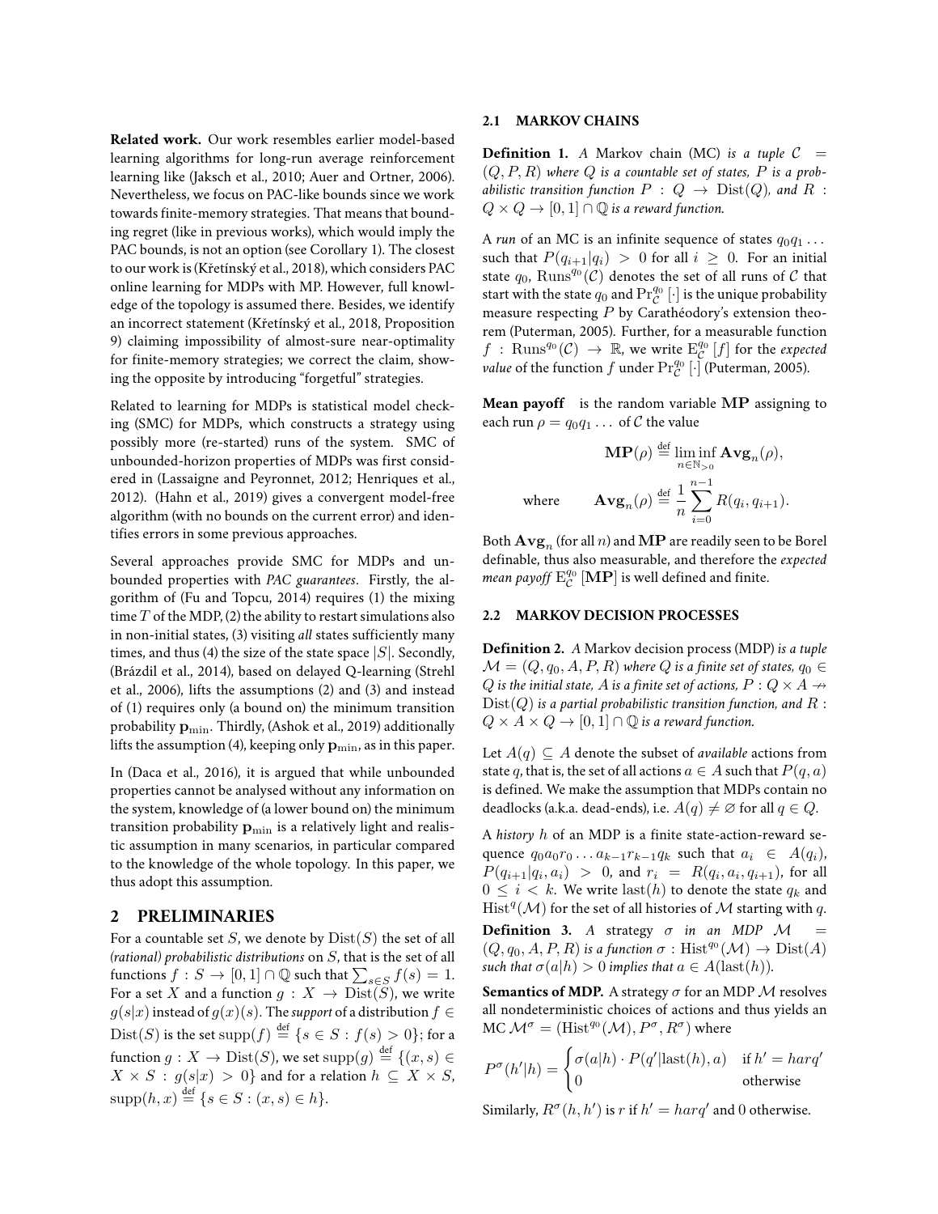**Related work.** Our work resembles earlier model-based learning algorithms for long-run average reinforcement learning like (Jaksch et al., 2010; Auer and Ortner, 2006). Nevertheless, we focus on PAC-like bounds since we work towards finite-memory strategies. That means that bounding regret (like in previous works), which would imply the PAC bounds, is not an option (see Corollary 1). The closest to our work is (Křetínský et al., 2018), which considers PAC online learning for MDPs with MP. However, full knowledge of the topology is assumed there. Besides, we identify an incorrect statement (Křetínský et al., 2018, Proposition 9) claiming impossibility of almost-sure near-optimality for finite-memory strategies; we correct the claim, showing the opposite by introducing "forgetful" strategies.

Related to learning for MDPs is statistical model checking (SMC) for MDPs, which constructs a strategy using possibly more (re-started) runs of the system. SMC of unbounded-horizon properties of MDPs was first considered in (Lassaigne and Peyronnet, 2012; Henriques et al., 2012). (Hahn et al., 2019) gives a convergent model-free algorithm (with no bounds on the current error) and identifies errors in some previous approaches.

Several approaches provide SMC for MDPs and unbounded properties with *PAC guarantees*. Firstly, the algorithm of (Fu and Topcu, 2014) requires (1) the mixing time $T$ of the MDP, (2) the ability to restart simulations also in non-initial states, (3) visiting *all* states sufficiently many times, and thus (4) the size of the state space $|S|$. Secondly, (Brázdil et al., 2014), based on delayed Q-learning (Strehl et al., 2006), lifts the assumptions (2) and (3) and instead of (1) requires only (a bound on) the minimum transition probability $\mathbf{p}_{\min}$. Thirdly, (Ashok et al., 2019) additionally lifts the assumption (4), keeping only $\mathbf{p}_{\min}$, as in this paper.

In (Daca et al., 2016), it is argued that while unbounded properties cannot be analysed without any information on the system, knowledge of (a lower bound on) the minimum transition probability $\mathbf{p}_{\min}$ is a relatively light and realistic assumption in many scenarios, in particular compared to the knowledge of the whole topology. In this paper, we thus adopt this assumption.

# 2 PRELIMINARIES

For a countable set $S$, we denote by $\mathrm{Dist}(S)$ the set of all *(rational) probabilistic distributions* on $S$, that is the set of all functions $f : S \to [0,1] \cap \mathbb{Q}$ such that $\sum_{s \in S} f(s) = 1$. For a set $X$ and a function $g : X \to \mathrm{Dist}(S)$, we write $g(s|x)$ instead of $g(x)(s)$. The *support* of a distribution $f \in \mathrm{Dist}(S)$ is the set $\mathrm{supp}(f) \stackrel{\text{def}}{=} \{s \in S : f(s) > 0\}$; for a function $g : X \to \mathrm{Dist}(S)$, we set $\mathrm{supp}(g) \stackrel{\text{def}}{=} \{(x, s) \in X \times S : g(s|x) > 0\}$ and for a relation $h \subseteq X \times S$, $\mathrm{supp}(h, x) \stackrel{\text{def}}{=} \{s \in S : (x, s) \in h\}$.

## 2.1 MARKOV CHAINS

**Definition 1.** *A* Markov chain (MC) *is a tuple $\mathcal{C} = (Q, P, R)$ where $Q$ is a countable set of states, $P$ is a probabilistic transition function $P : Q \to \mathrm{Dist}(Q)$, and $R : Q \times Q \to [0,1] \cap \mathbb{Q}$ is a reward function.*

A *run* of an MC is an infinite sequence of states $q_0 q_1 \ldots$ such that $P(q_{i+1}|q_i) > 0$ for all $i \geq 0$. For an initial state $q_0$, $\mathrm{Runs}^{q_0}(\mathcal{C})$ denotes the set of all runs of $\mathcal{C}$ that start with the state $q_0$ and $\mathrm{Pr}^{q_0}_{\mathcal{C}}[\cdot]$ is the unique probability measure respecting $P$ by Carathéodory's extension theorem (Puterman, 2005). Further, for a measurable function $f : \mathrm{Runs}^{q_0}(\mathcal{C}) \to \mathbb{R}$, we write $\mathrm{E}^{q_0}_{\mathcal{C}}[f]$ for the *expected value* of the function $f$ under $\mathrm{Pr}^{q_0}_{\mathcal{C}}[\cdot]$ (Puterman, 2005).

**Mean payoff** is the random variable $\mathbf{MP}$ assigning to each run $\rho = q_0 q_1 \ldots$ of $\mathcal{C}$ the value

$$\mathbf{MP}(\rho) \stackrel{\text{def}}{=} \liminf_{n \in \mathbb{N}_{>0}} \mathbf{Avg}_n(\rho),$$

$$\text{where} \qquad \mathbf{Avg}_n(\rho) \stackrel{\text{def}}{=} \frac{1}{n} \sum_{i=0}^{n-1} R(q_i, q_{i+1}).$$

Both $\mathbf{Avg}_n$ (for all $n$) and $\mathbf{MP}$ are readily seen to be Borel definable, thus also measurable, and therefore the *expected mean payoff* $\mathrm{E}^{q_0}_{\mathcal{C}}[\mathbf{MP}]$ is well defined and finite.

## 2.2 MARKOV DECISION PROCESSES

**Definition 2.** *A* Markov decision process (MDP) *is a tuple $\mathcal{M} = (Q, q_0, A, P, R)$ where $Q$ is a finite set of states, $q_0 \in Q$ is the initial state, $A$ is a finite set of actions, $P : Q \times A \nrightarrow \mathrm{Dist}(Q)$ is a partial probabilistic transition function, and $R : Q \times A \times Q \to [0,1] \cap \mathbb{Q}$ is a reward function.*

Let $A(q) \subseteq A$ denote the subset of *available* actions from state $q$, that is, the set of all actions $a \in A$ such that $P(q, a)$ is defined. We make the assumption that MDPs contain no deadlocks (a.k.a. dead-ends), i.e. $A(q) \neq \emptyset$ for all $q \in Q$.

A *history* $h$ of an MDP is a finite state-action-reward sequence $q_0 a_0 r_0 \ldots a_{k-1} r_{k-1} q_k$ such that $a_i \in A(q_i)$, $P(q_{i+1}|q_i, a_i) > 0$, and $r_i = R(q_i, a_i, q_{i+1})$, for all $0 \leq i < k$. We write $\mathrm{last}(h)$ to denote the state $q_k$ and $\mathrm{Hist}^q(\mathcal{M})$ for the set of all histories of $\mathcal{M}$ starting with $q$.

**Definition 3.** *A* strategy *$\sigma$ in an MDP $\mathcal{M} = (Q, q_0, A, P, R)$ is a function $\sigma : \mathrm{Hist}^{q_0}(\mathcal{M}) \to \mathrm{Dist}(A)$ such that $\sigma(a|h) > 0$ implies that $a \in A(\mathrm{last}(h))$.*

**Semantics of MDP.** A strategy $\sigma$ for an MDP $\mathcal{M}$ resolves all nondeterministic choices of actions and thus yields an MC $\mathcal{M}^\sigma = (\mathrm{Hist}^{q_0}(\mathcal{M}), P^\sigma, R^\sigma)$ where

$$P^\sigma(h'|h) = \begin{cases} \sigma(a|h) \cdot P(q'|\mathrm{last}(h), a) & \text{if } h' = harq' \\ 0 & \text{otherwise} \end{cases}$$

Similarly, $R^\sigma(h, h')$ is $r$ if $h' = harq'$ and 0 otherwise.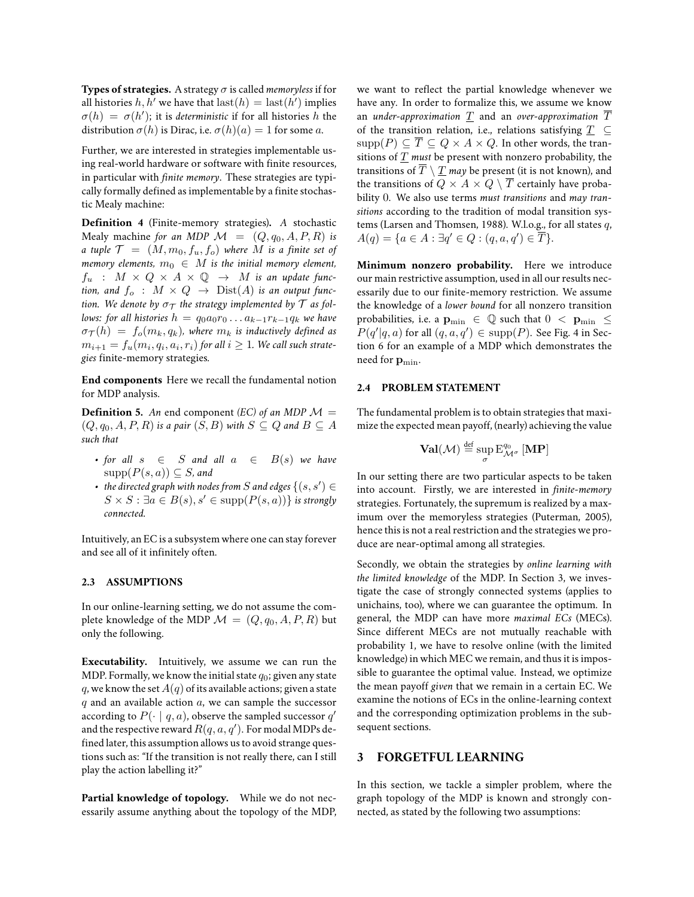**Types of strategies.** A strategy $\sigma$ is called *memoryless* if for all histories $h, h'$ we have that $\mathrm{last}(h) = \mathrm{last}(h')$ implies $\sigma(h) = \sigma(h')$; it is *deterministic* if for all histories $h$ the distribution $\sigma(h)$ is Dirac, i.e. $\sigma(h)(a) = 1$ for some $a$.

Further, we are interested in strategies implementable using real-world hardware or software with finite resources, in particular with *finite memory*. These strategies are typically formally defined as implementable by a finite stochastic Mealy machine:

**Definition 4** (Finite-memory strategies)**.** *A* stochastic Mealy machine *for an MDP $\mathcal{M} = (Q, q_0, A, P, R)$ is a tuple $\mathcal{T} = (M, m_0, f_u, f_o)$ where $M$ is a finite set of memory elements, $m_0 \in M$ is the initial memory element, $f_u : M \times Q \times A \times \mathbb{Q} \to M$ is an update function, and $f_o : M \times Q \to \mathrm{Dist}(A)$ is an output function. We denote by $\sigma_\mathcal{T}$ the strategy implemented by $\mathcal{T}$ as follows: for all histories $h = q_0 a_0 r_0 \ldots a_{k-1} r_{k-1} q_k$ we have $\sigma_\mathcal{T}(h) = f_o(m_k, q_k)$, where $m_k$ is inductively defined as $m_{i+1} = f_u(m_i, q_i, a_i, r_i)$ for all $i \geq 1$. We call such strategies* finite-memory strategies*.*

**End components** Here we recall the fundamental notion for MDP analysis.

**Definition 5.** *An* end component *(EC) of an MDP $\mathcal{M} = (Q, q_0, A, P, R)$ is a pair $(S, B)$ with $S \subseteq Q$ and $B \subseteq A$ such that*

- *for all $s \in S$ and all $a \in B(s)$ we have $\mathrm{supp}(P(s, a)) \subseteq S$, and*
- *the directed graph with nodes from $S$ and edges $\{(s, s') \in S \times S : \exists a \in B(s), s' \in \mathrm{supp}(P(s, a))\}$ is strongly connected.*

Intuitively, an EC is a subsystem where one can stay forever and see all of it infinitely often.

### 2.3 ASSUMPTIONS

In our online-learning setting, we do not assume the complete knowledge of the MDP $\mathcal{M} = (Q, q_0, A, P, R)$ but only the following.

**Executability.** Intuitively, we assume we can run the MDP. Formally, we know the initial state $q_0$; given any state $q$, we know the set $A(q)$ of its available actions; given a state $q$ and an available action $a$, we can sample the successor according to $P(\cdot \mid q, a)$, observe the sampled successor $q'$ and the respective reward $R(q, a, q')$. For modal MDPs defined later, this assumption allows us to avoid strange questions such as: "If the transition is not really there, can I still play the action labelling it?"

**Partial knowledge of topology.** While we do not necessarily assume anything about the topology of the MDP, we want to reflect the partial knowledge whenever we have any. In order to formalize this, we assume we know an *under-approximation* $\underline{T}$ and an *over-approximation* $\overline{T}$ of the transition relation, i.e., relations satisfying $\underline{T} \subseteq \mathrm{supp}(P) \subseteq \overline{T} \subseteq Q \times A \times Q$. In other words, the transitions of $\underline{T}$ *must* be present with nonzero probability, the transitions of $\overline{T} \setminus \underline{T}$ *may* be present (it is not known), and the transitions of $Q \times A \times Q \setminus \overline{T}$ certainly have probability 0. We also use terms *must transitions* and *may transitions* according to the tradition of modal transition systems (Larsen and Thomsen, 1988). W.l.o.g., for all states $q$, $A(q) = \{a \in A : \exists q' \in Q : (q, a, q') \in \overline{T}\}$.

**Minimum nonzero probability.** Here we introduce our main restrictive assumption, used in all our results necessarily due to our finite-memory restriction. We assume the knowledge of a *lower bound* for all nonzero transition probabilities, i.e. a $\mathbf{p}_{\min} \in \mathbb{Q}$ such that $0 < \mathbf{p}_{\min} \leq P(q'|q, a)$ for all $(q, a, q') \in \mathrm{supp}(P)$. See Fig. 4 in Section 6 for an example of a MDP which demonstrates the need for $\mathbf{p}_{\min}$.

### 2.4 PROBLEM STATEMENT

The fundamental problem is to obtain strategies that maximize the expected mean payoff, (nearly) achieving the value

$$\mathbf{Val}(\mathcal{M}) \stackrel{\text{def}}{=} \sup_\sigma \mathrm{E}^{q_0}_{\mathcal{M}^\sigma}[\mathbf{MP}]$$

In our setting there are two particular aspects to be taken into account. Firstly, we are interested in *finite-memory* strategies. Fortunately, the supremum is realized by a maximum over the memoryless strategies (Puterman, 2005), hence this is not a real restriction and the strategies we produce are near-optimal among all strategies.

Secondly, we obtain the strategies by *online learning with the limited knowledge* of the MDP. In Section 3, we investigate the case of strongly connected systems (applies to unichains, too), where we can guarantee the optimum. In general, the MDP can have more *maximal ECs* (MECs). Since different MECs are not mutually reachable with probability 1, we have to resolve online (with the limited knowledge) in which MEC we remain, and thus it is impossible to guarantee the optimal value. Instead, we optimize the mean payoff *given* that we remain in a certain EC. We examine the notions of ECs in the online-learning context and the corresponding optimization problems in the subsequent sections.

## 3 FORGETFUL LEARNING

In this section, we tackle a simpler problem, where the graph topology of the MDP is known and strongly connected, as stated by the following two assumptions: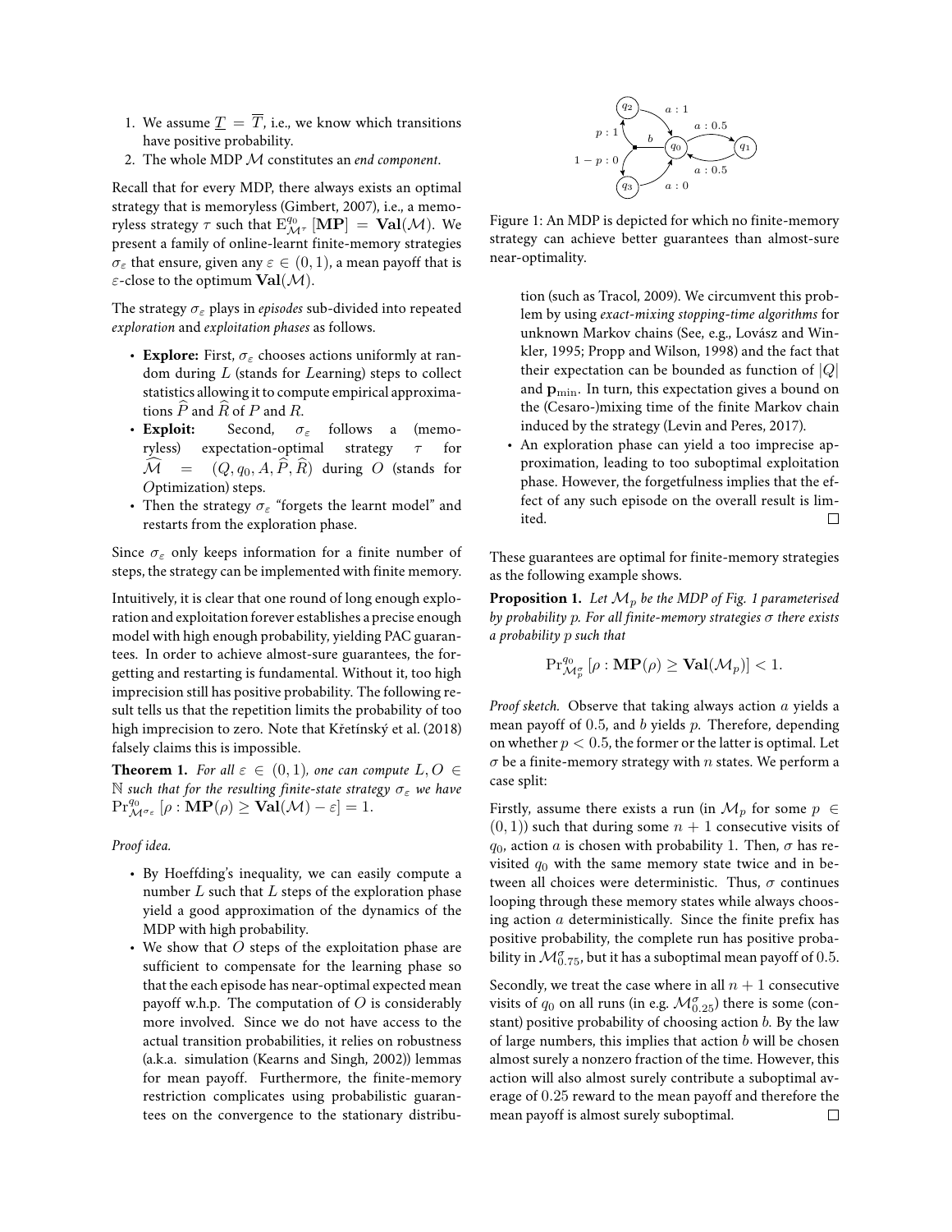1. We assume $\underline{T} = \overline{T}$, i.e., we know which transitions have positive probability.
2. The whole MDP $\mathcal{M}$ constitutes an *end component*.

Recall that for every MDP, there always exists an optimal strategy that is memoryless (Gimbert, 2007), i.e., a memoryless strategy $\tau$ such that $\mathrm{E}^{q_0}_{\mathcal{M}^\tau}[\mathbf{MP}] = \mathbf{Val}(\mathcal{M})$. We present a family of online-learnt finite-memory strategies $\sigma_\varepsilon$ that ensure, given any $\varepsilon \in (0, 1)$, a mean payoff that is $\varepsilon$-close to the optimum $\mathbf{Val}(\mathcal{M})$.

The strategy $\sigma_\varepsilon$ plays in *episodes* sub-divided into repeated *exploration* and *exploitation phases* as follows.

- **Explore:** First, $\sigma_\varepsilon$ chooses actions uniformly at random during $L$ (stands for *L*earning) steps to collect statistics allowing it to compute empirical approximations $\widehat{P}$ and $\widehat{R}$ of $P$ and $R$.
- **Exploit:** Second, $\sigma_\varepsilon$ follows a (memoryless) expectation-optimal strategy $\tau$ for $\widehat{\mathcal{M}} = (Q, q_0, A, \widehat{P}, \widehat{R})$ during $O$ (stands for *O*ptimization) steps.
- Then the strategy $\sigma_\varepsilon$ "forgets the learnt model" and restarts from the exploration phase.

Since $\sigma_\varepsilon$ only keeps information for a finite number of steps, the strategy can be implemented with finite memory.

Intuitively, it is clear that one round of long enough exploration and exploitation forever establishes a precise enough model with high enough probability, yielding PAC guarantees. In order to achieve almost-sure guarantees, the forgetting and restarting is fundamental. Without it, too high imprecision still has positive probability. The following result tells us that the repetition limits the probability of too high imprecision to zero. Note that Křetínský et al. (2018) falsely claims this is impossible.

**Theorem 1.** *For all $\varepsilon \in (0, 1)$, one can compute $L, O \in \mathbb{N}$ such that for the resulting finite-state strategy $\sigma_\varepsilon$ we have $\mathrm{Pr}^{q_0}_{\mathcal{M}^{\sigma_\varepsilon}}[\rho : \mathbf{MP}(\rho) \geq \mathbf{Val}(\mathcal{M}) - \varepsilon] = 1$.*

*Proof idea.*

- By Hoeffding's inequality, we can easily compute a number $L$ such that $L$ steps of the exploration phase yield a good approximation of the dynamics of the MDP with high probability.
- We show that $O$ steps of the exploitation phase are sufficient to compensate for the learning phase so that the each episode has near-optimal expected mean payoff w.h.p. The computation of $O$ is considerably more involved. Since we do not have access to the actual transition probabilities, it relies on robustness (a.k.a. simulation (Kearns and Singh, 2002)) lemmas for mean payoff. Furthermore, the finite-memory restriction complicates using probabilistic guarantees on the convergence to the stationary distribution (such as Tracol, 2009). We circumvent this problem by using *exact-mixing stopping-time algorithms* for unknown Markov chains (See, e.g., Lovász and Winkler, 1995; Propp and Wilson, 1998) and the fact that their expectation can be bounded as function of $|Q|$ and $\mathbf{p}_{\min}$. In turn, this expectation gives a bound on the (Cesaro-)mixing time of the finite Markov chain induced by the strategy (Levin and Peres, 2017).
- An exploration phase can yield a too imprecise approximation, leading to too suboptimal exploitation phase. However, the forgetfulness implies that the effect of any such episode on the overall result is limited. □

Figure 1: An MDP is depicted for which no finite-memory strategy can achieve better guarantees than almost-sure near-optimality.

These guarantees are optimal for finite-memory strategies as the following example shows.

**Proposition 1.** *Let $\mathcal{M}_p$ be the MDP of Fig. 1 parameterised by probability $p$. For all finite-memory strategies $\sigma$ there exists a probability $p$ such that*

$$\mathrm{Pr}^{q_0}_{\mathcal{M}^\sigma_p}[\rho : \mathbf{MP}(\rho) \geq \mathbf{Val}(\mathcal{M}_p)] < 1.$$

*Proof sketch.* Observe that taking always action $a$ yields a mean payoff of $0.5$, and $b$ yields $p$. Therefore, depending on whether $p < 0.5$, the former or the latter is optimal. Let $\sigma$ be a finite-memory strategy with $n$ states. We perform a case split:

Firstly, assume there exists a run (in $\mathcal{M}_p$ for some $p \in (0, 1)$) such that during some $n + 1$ consecutive visits of $q_0$, action $a$ is chosen with probability 1. Then, $\sigma$ has revisited $q_0$ with the same memory state twice and in between all choices were deterministic. Thus, $\sigma$ continues looping through these memory states while always choosing action $a$ deterministically. Since the finite prefix has positive probability, the complete run has positive probability in $\mathcal{M}^\sigma_{0.75}$, but it has a suboptimal mean payoff of $0.5$.

Secondly, we treat the case where in all $n + 1$ consecutive visits of $q_0$ on all runs (in e.g. $\mathcal{M}^\sigma_{0.25}$) there is some (constant) positive probability of choosing action $b$. By the law of large numbers, this implies that action $b$ will be chosen almost surely a nonzero fraction of the time. However, this action will also almost surely contribute a suboptimal average of $0.25$ reward to the mean payoff and therefore the mean payoff is almost surely suboptimal. □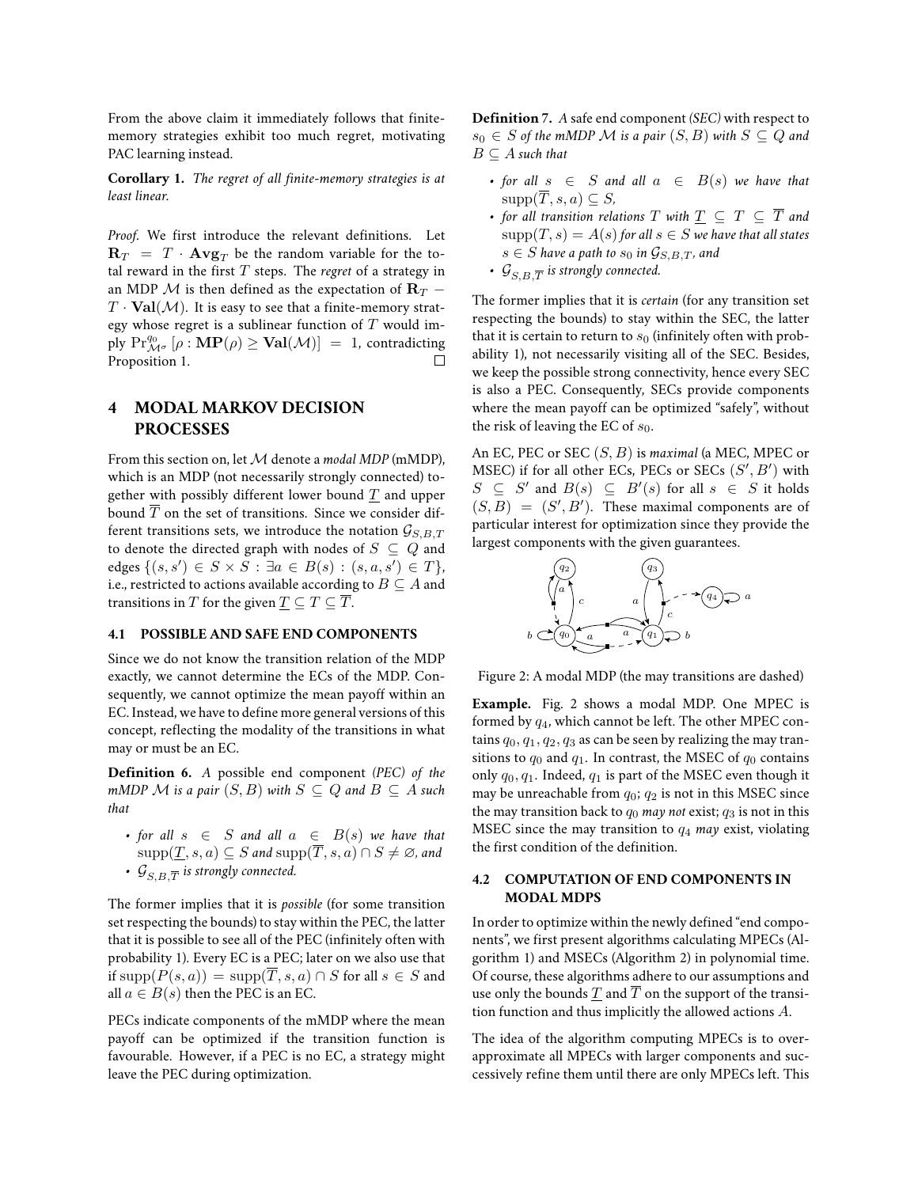From the above claim it immediately follows that finite-memory strategies exhibit too much regret, motivating PAC learning instead.

**Corollary 1.** *The regret of all finite-memory strategies is at least linear.*

*Proof.* We first introduce the relevant definitions. Let $\mathbf{R}_T = T \cdot \mathbf{Avg}_T$ be the random variable for the total reward in the first $T$ steps. The *regret* of a strategy in an MDP $\mathcal{M}$ is then defined as the expectation of $\mathbf{R}_T - T \cdot \mathbf{Val}(\mathcal{M})$. It is easy to see that a finite-memory strategy whose regret is a sublinear function of $T$ would imply $\Pr^{q_0}_{\mathcal{M}^\sigma}[\rho : \mathbf{MP}(\rho) \geq \mathbf{Val}(\mathcal{M})] = 1$, contradicting Proposition 1. $\square$

## 4 MODAL MARKOV DECISION PROCESSES

From this section on, let $\mathcal{M}$ denote a *modal MDP* (mMDP), which is an MDP (not necessarily strongly connected) together with possibly different lower bound $\underline{T}$ and upper bound $\overline{T}$ on the set of transitions. Since we consider different transitions sets, we introduce the notation $\mathcal{G}_{S,B,T}$ to denote the directed graph with nodes of $S \subseteq Q$ and edges $\{(s,s') \in S \times S : \exists a \in B(s) : (s,a,s') \in T\}$, i.e., restricted to actions available according to $B \subseteq A$ and transitions in $T$ for the given $\underline{T} \subseteq T \subseteq \overline{T}$.

### 4.1 POSSIBLE AND SAFE END COMPONENTS

Since we do not know the transition relation of the MDP exactly, we cannot determine the ECs of the MDP. Consequently, we cannot optimize the mean payoff within an EC. Instead, we have to define more general versions of this concept, reflecting the modality of the transitions in what may or must be an EC.

**Definition 6.** *A possible end component (PEC) of the mMDP $\mathcal{M}$ is a pair $(S, B)$ with $S \subseteq Q$ and $B \subseteq A$ such that*

- *for all $s \in S$ and all $a \in B(s)$ we have that $\mathrm{supp}(\underline{T}, s, a) \subseteq S$ and $\mathrm{supp}(\overline{T}, s, a) \cap S \neq \varnothing$, and*
- *$\mathcal{G}_{S,B,\overline{T}}$ is strongly connected.*

The former implies that it is *possible* (for some transition set respecting the bounds) to stay within the PEC, the latter that it is possible to see all of the PEC (infinitely often with probability 1). Every EC is a PEC; later on we also use that if $\mathrm{supp}(P(s,a)) = \mathrm{supp}(\overline{T}, s, a) \cap S$ for all $s \in S$ and all $a \in B(s)$ then the PEC is an EC.

PECs indicate components of the mMDP where the mean payoff can be optimized if the transition function is favourable. However, if a PEC is no EC, a strategy might leave the PEC during optimization.

**Definition 7.** *A safe end component (SEC) with respect to $s_0 \in S$ of the mMDP $\mathcal{M}$ is a pair $(S, B)$ with $S \subseteq Q$ and $B \subseteq A$ such that*

- *for all $s \in S$ and all $a \in B(s)$ we have that $\mathrm{supp}(\overline{T}, s, a) \subseteq S$,*
- *for all transition relations $T$ with $\underline{T} \subseteq T \subseteq \overline{T}$ and $\mathrm{supp}(T, s) = A(s)$ for all $s \in S$ we have that all states $s \in S$ have a path to $s_0$ in $\mathcal{G}_{S,B,T}$, and*
- *$\mathcal{G}_{S,B,\overline{T}}$ is strongly connected.*

The former implies that it is *certain* (for any transition set respecting the bounds) to stay within the SEC, the latter that it is certain to return to $s_0$ (infinitely often with probability 1), not necessarily visiting all of the SEC. Besides, we keep the possible strong connectivity, hence every SEC is also a PEC. Consequently, SECs provide components where the mean payoff can be optimized "safely", without the risk of leaving the EC of $s_0$.

An EC, PEC or SEC $(S, B)$ is *maximal* (a MEC, MPEC or MSEC) if for all other ECs, PECs or SECs $(S', B')$ with $S \subseteq S'$ and $B(s) \subseteq B'(s)$ for all $s \in S$ it holds $(S, B) = (S', B')$. These maximal components are of particular interest for optimization since they provide the largest components with the given guarantees.

Figure 2: A modal MDP (the may transitions are dashed)

**Example.** Fig. 2 shows a modal MDP. One MPEC is formed by $q_4$, which cannot be left. The other MPEC contains $q_0, q_1, q_2, q_3$ as can be seen by realizing the may transitions to $q_0$ and $q_1$. In contrast, the MSEC of $q_0$ contains only $q_0, q_1$. Indeed, $q_1$ is part of the MSEC even though it may be unreachable from $q_0$; $q_2$ is not in this MSEC since the may transition back to $q_0$ *may not* exist; $q_3$ is not in this MSEC since the may transition to $q_4$ *may* exist, violating the first condition of the definition.

### 4.2 COMPUTATION OF END COMPONENTS IN MODAL MDPS

In order to optimize within the newly defined "end components", we first present algorithms calculating MPECs (Algorithm 1) and MSECs (Algorithm 2) in polynomial time. Of course, these algorithms adhere to our assumptions and use only the bounds $\underline{T}$ and $\overline{T}$ on the support of the transition function and thus implicitly the allowed actions $A$.

The idea of the algorithm computing MPECs is to over-approximate all MPECs with larger components and successively refine them until there are only MPECs left. This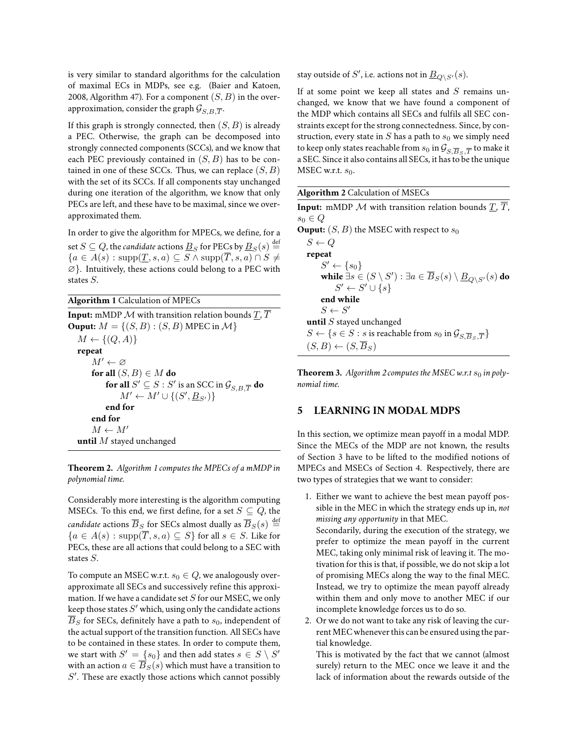is very similar to standard algorithms for the calculation of maximal ECs in MDPs, see e.g. (Baier and Katoen, 2008, Algorithm 47). For a component $(S, B)$ in the overapproximation, consider the graph $\mathcal{G}_{S,B,\overline{T}}$.

If this graph is strongly connected, then $(S, B)$ is already a PEC. Otherwise, the graph can be decomposed into strongly connected components (SCCs), and we know that each PEC previously contained in $(S, B)$ has to be contained in one of these SCCs. Thus, we can replace $(S, B)$ with the set of its SCCs. If all components stay unchanged during one iteration of the algorithm, we know that only PECs are left, and these have to be maximal, since we overapproximated them.

In order to give the algorithm for MPECs, we define, for a set $S \subseteq Q$, the *candidate* actions $\underline{B}_S$ for PECs by $\underline{B}_S(s) \stackrel{\text{def}}{=} \{a \in A(s) : \text{supp}(\underline{T}, s, a) \subseteq S \wedge \text{supp}(\overline{T}, s, a) \cap S \neq \varnothing\}$. Intuitively, these actions could belong to a PEC with states $S$.

**Algorithm 1** Calculation of MPECs

**Input:** mMDP $\mathcal{M}$ with transition relation bounds $\underline{T}, \overline{T}$
**Ouput:** $M = \{(S, B) : (S, B) \text{ MPEC in } \mathcal{M}\}$

```
M ← {(Q, A)}
repeat
    M' ← ∅
    for all (S, B) ∈ M do
        for all S' ⊆ S : S' is an SCC in G_{S,B,T̄} do
            M' ← M' ∪ {(S', B_{S'})}
        end for
    end for
    M ← M'
until M stayed unchanged
```

**Theorem 2.** *Algorithm 1 computes the MPECs of a mMDP in polynomial time.*

Considerably more interesting is the algorithm computing MSECs. To this end, we first define, for a set $S \subseteq Q$, the *candidate* actions $\overline{B}_S$ for SECs almost dually as $\overline{B}_S(s) \stackrel{\text{def}}{=} \{a \in A(s) : \text{supp}(\overline{T}, s, a) \subseteq S\}$ for all $s \in S$. Like for PECs, these are all actions that could belong to a SEC with states $S$.

To compute an MSEC w.r.t. $s_0 \in Q$, we analogously overapproximate all SECs and successively refine this approximation. If we have a candidate set $S$ for our MSEC, we only keep those states $S'$ which, using only the candidate actions $\overline{B}_S$ for SECs, definitely have a path to $s_0$, independent of the actual support of the transition function. All SECs have to be contained in these states. In order to compute them, we start with $S' = \{s_0\}$ and then add states $s \in S \setminus S'$ with an action $a \in \overline{B}_S(s)$ which must have a transition to $S'$. These are exactly those actions which cannot possibly stay outside of $S'$, i.e. actions not in $\underline{B}_{Q \setminus S'}(s)$.

If at some point we keep all states and $S$ remains unchanged, we know that we have found a component of the MDP which contains all SECs and fulfils all SEC constraints except for the strong connectedness. Since, by construction, every state in $S$ has a path to $s_0$ we simply need to keep only states reachable from $s_0$ in $\mathcal{G}_{S,\overline{B}_S,\overline{T}}$ to make it a SEC. Since it also contains all SECs, it has to be the unique MSEC w.r.t. $s_0$.

**Algorithm 2** Calculation of MSECs

**Input:** mMDP $\mathcal{M}$ with transition relation bounds $\underline{T}, \overline{T}$, $s_0 \in Q$
**Ouput:** $(S, B)$ the MSEC with respect to $s_0$

```
S ← Q
repeat
    S' ← {s_0}
    while ∃s ∈ (S \ S') : ∃a ∈ B̄_S(s) \ B_{Q\S'}(s) do
        S' ← S' ∪ {s}
    end while
    S ← S'
until S stayed unchanged
S ← {s ∈ S : s is reachable from s_0 in G_{S,B̄_S,T̄}}
(S, B) ← (S, B̄_S)
```

**Theorem 3.** *Algorithm 2 computes the MSEC w.r.t $s_0$ in polynomial time.*

## 5 LEARNING IN MODAL MDPS

In this section, we optimize mean payoff in a modal MDP. Since the MECs of the MDP are not known, the results of Section 3 have to be lifted to the modified notions of MPECs and MSECs of Section 4. Respectively, there are two types of strategies that we want to consider:

1. Either we want to achieve the best mean payoff possible in the MEC in which the strategy ends up in, *not missing any opportunity* in that MEC.
   Secondarily, during the execution of the strategy, we prefer to optimize the mean payoff in the current MEC, taking only minimal risk of leaving it. The motivation for this is that, if possible, we do not skip a lot of promising MECs along the way to the final MEC. Instead, we try to optimize the mean payoff already within them and only move to another MEC if our incomplete knowledge forces us to do so.
2. Or we do not want to take any risk of leaving the current MEC whenever this can be ensured using the partial knowledge.
   This is motivated by the fact that we cannot (almost surely) return to the MEC once we leave it and the lack of information about the rewards outside of the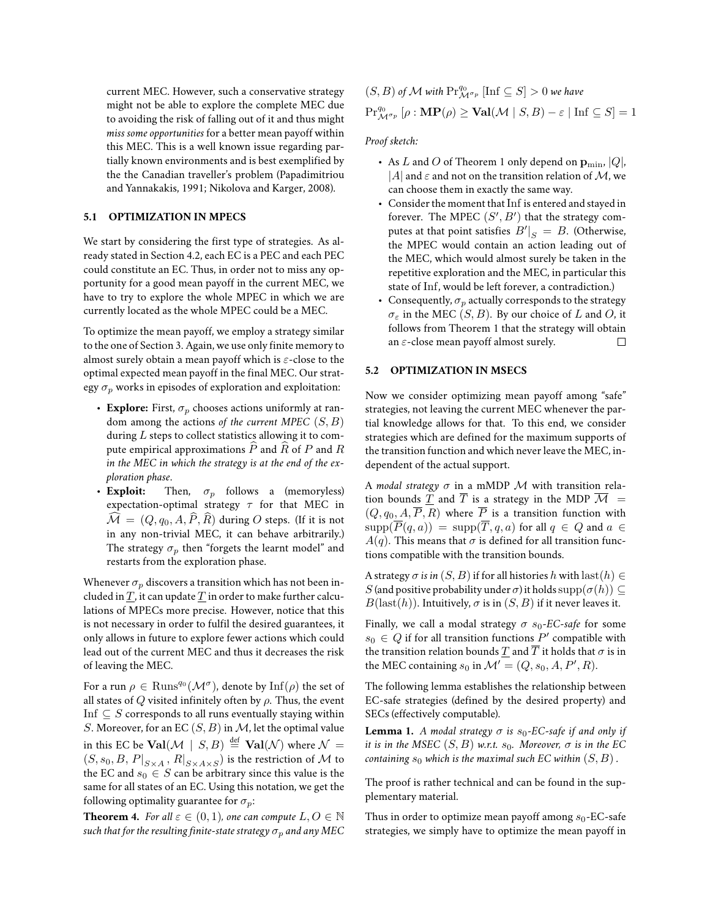current MEC. However, such a conservative strategy might not be able to explore the complete MEC due to avoiding the risk of falling out of it and thus might *miss some opportunities* for a better mean payoff within this MEC. This is a well known issue regarding partially known environments and is best exemplified by the the Canadian traveller's problem (Papadimitriou and Yannakakis, 1991; Nikolova and Karger, 2008).

### 5.1 OPTIMIZATION IN MPECS

We start by considering the first type of strategies. As already stated in Section 4.2, each EC is a PEC and each PEC could constitute an EC. Thus, in order not to miss any opportunity for a good mean payoff in the current MEC, we have to try to explore the whole MPEC in which we are currently located as the whole MPEC could be a MEC.

To optimize the mean payoff, we employ a strategy similar to the one of Section 3. Again, we use only finite memory to almost surely obtain a mean payoff which is $\varepsilon$-close to the optimal expected mean payoff in the final MEC. Our strategy $\sigma_p$ works in episodes of exploration and exploitation:

- **Explore:** First, $\sigma_p$ chooses actions uniformly at random among the actions *of the current MPEC* $(S, B)$ during $L$ steps to collect statistics allowing it to compute empirical approximations $\widehat{P}$ and $\widehat{R}$ of $P$ and $R$ *in the MEC in which the strategy is at the end of the exploration phase*.
- **Exploit:** Then, $\sigma_p$ follows a (memoryless) expectation-optimal strategy $\tau$ for that MEC in $\widehat{\mathcal{M}} = (Q, q_0, A, \widehat{P}, \widehat{R})$ during $O$ steps. (If it is not in any non-trivial MEC, it can behave arbitrarily.) The strategy $\sigma_p$ then "forgets the learnt model" and restarts from the exploration phase.

Whenever $\sigma_p$ discovers a transition which has not been included in $\underline{T}$, it can update $\underline{T}$ in order to make further calculations of MPECs more precise. However, notice that this is not necessary in order to fulfil the desired guarantees, it only allows in future to explore fewer actions which could lead out of the current MEC and thus it decreases the risk of leaving the MEC.

For a run $\rho \in \mathrm{Runs}^{q_0}(\mathcal{M}^{\sigma})$, denote by $\mathrm{Inf}(\rho)$ the set of all states of $Q$ visited infinitely often by $\rho$. Thus, the event $\mathrm{Inf} \subseteq S$ corresponds to all runs eventually staying within $S$. Moreover, for an EC $(S, B)$ in $\mathcal{M}$, let the optimal value in this EC be $\mathbf{Val}(\mathcal{M} \mid S, B) \stackrel{\text{def}}{=} \mathbf{Val}(\mathcal{N})$ where $\mathcal{N} = (S, s_0, B, P|_{S \times A}, R|_{S \times A \times S})$ is the restriction of $\mathcal{M}$ to the EC and $s_0 \in S$ can be arbitrary since this value is the same for all states of an EC. Using this notation, we get the following optimality guarantee for $\sigma_p$:

**Theorem 4.** *For all $\varepsilon \in (0, 1)$, one can compute $L, O \in \mathbb{N}$ such that for the resulting finite-state strategy $\sigma_p$ and any MEC $(S, B)$ of $\mathcal{M}$ with $\Pr^{q_0}_{\mathcal{M}^{\sigma_p}}[\mathrm{Inf} \subseteq S] > 0$ we have*

$$\Pr^{q_0}_{\mathcal{M}^{\sigma_p}}[\rho : \mathbf{MP}(\rho) \geq \mathbf{Val}(\mathcal{M} \mid S, B) - \varepsilon \mid \mathrm{Inf} \subseteq S] = 1$$

*Proof sketch:*

- As $L$ and $O$ of Theorem 1 only depend on $\mathbf{p}_{\min}$, $|Q|$, $|A|$ and $\varepsilon$ and not on the transition relation of $\mathcal{M}$, we can choose them in exactly the same way.
- Consider the moment that $\mathrm{Inf}$ is entered and stayed in forever. The MPEC $(S', B')$ that the strategy computes at that point satisfies $B'|_S = B$. (Otherwise, the MPEC would contain an action leading out of the MEC, which would almost surely be taken in the repetitive exploration and the MEC, in particular this state of $\mathrm{Inf}$, would be left forever, a contradiction.)
- Consequently, $\sigma_p$ actually corresponds to the strategy $\sigma_\varepsilon$ in the MEC $(S, B)$. By our choice of $L$ and $O$, it follows from Theorem 1 that the strategy will obtain an $\varepsilon$-close mean payoff almost surely. □

### 5.2 OPTIMIZATION IN MSECS

Now we consider optimizing mean payoff among "safe" strategies, not leaving the current MEC whenever the partial knowledge allows for that. To this end, we consider strategies which are defined for the maximum supports of the transition function and which never leave the MEC, independent of the actual support.

A *modal strategy* $\sigma$ in a mMDP $\mathcal{M}$ with transition relation bounds $\underline{T}$ and $\overline{T}$ is a strategy in the MDP $\overline{\mathcal{M}} = (Q, q_0, A, \overline{P}, R)$ where $\overline{P}$ is a transition function with $\mathrm{supp}(\overline{P}(q, a)) = \mathrm{supp}(\overline{T}, q, a)$ for all $q \in Q$ and $a \in A(q)$. This means that $\sigma$ is defined for all transition functions compatible with the transition bounds.

A strategy $\sigma$ *is in* $(S, B)$ if for all histories $h$ with $\mathrm{last}(h) \in S$ (and positive probability under $\sigma$) it holds $\mathrm{supp}(\sigma(h)) \subseteq B(\mathrm{last}(h))$. Intuitively, $\sigma$ is in $(S, B)$ if it never leaves it.

Finally, we call a modal strategy $\sigma$ $s_0$*-EC-safe* for some $s_0 \in Q$ if for all transition functions $P'$ compatible with the transition relation bounds $\underline{T}$ and $\overline{T}$ it holds that $\sigma$ is in the MEC containing $s_0$ in $\mathcal{M}' = (Q, s_0, A, P', R)$.

The following lemma establishes the relationship between EC-safe strategies (defined by the desired property) and SECs (effectively computable).

**Lemma 1.** *A modal strategy $\sigma$ is $s_0$-EC-safe if and only if it is in the MSEC $(S, B)$ w.r.t. $s_0$. Moreover, $\sigma$ is in the EC containing $s_0$ which is the maximal such EC within $(S, B)$.*

The proof is rather technical and can be found in the supplementary material.

Thus in order to optimize mean payoff among $s_0$-EC-safe strategies, we simply have to optimize the mean payoff in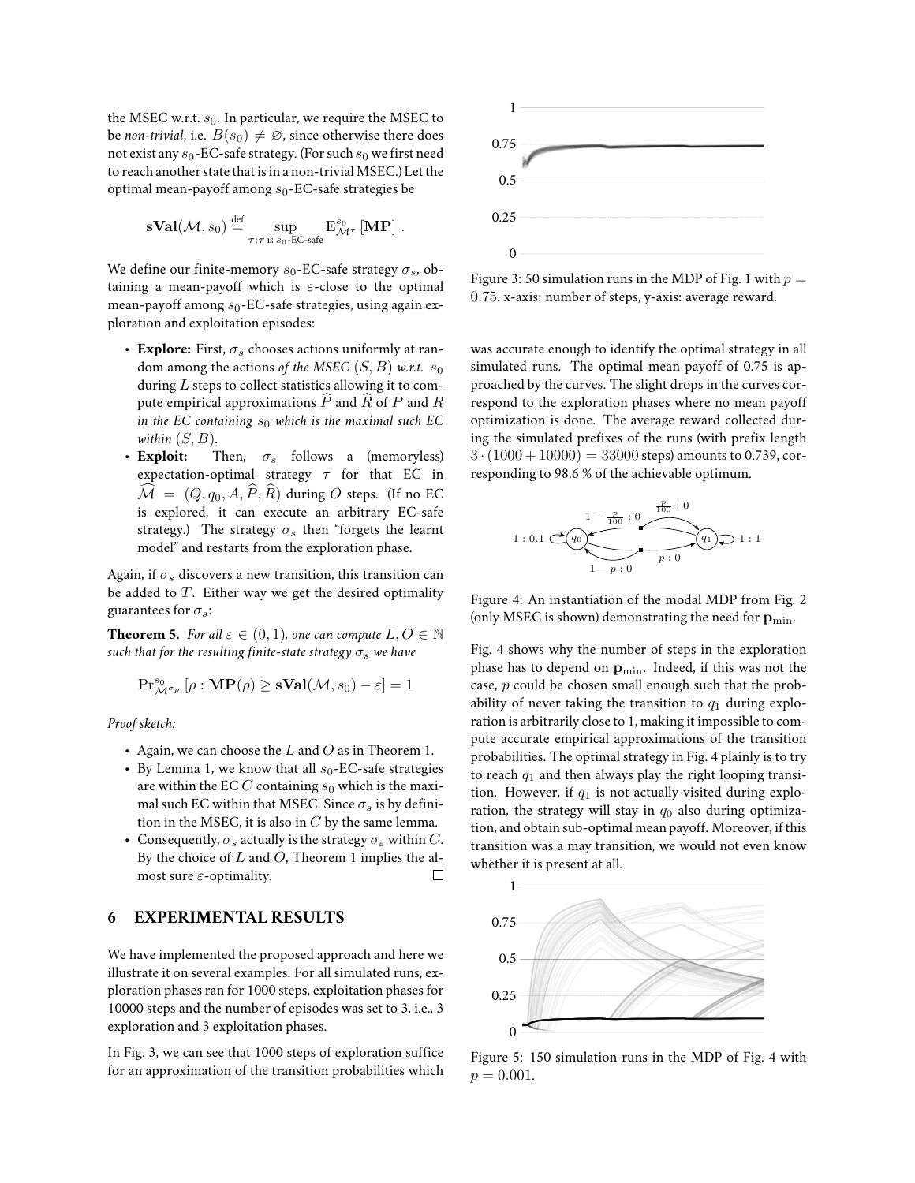the MSEC w.r.t. $s_0$. In particular, we require the MSEC to be *non-trivial*, i.e. $B(s_0) \neq \varnothing$, since otherwise there does not exist any $s_0$-EC-safe strategy. (For such $s_0$ we first need to reach another state that is in a non-trivial MSEC.) Let the optimal mean-payoff among $s_0$-EC-safe strategies be

$$\mathbf{sVal}(\mathcal{M}, s_0) \stackrel{\text{def}}{=} \sup_{\tau : \tau \text{ is } s_0\text{-EC-safe}} \mathrm{E}^{s_0}_{\mathcal{M}^\tau}[\mathbf{MP}] \ .$$

We define our finite-memory $s_0$-EC-safe strategy $\sigma_s$, obtaining a mean-payoff which is $\varepsilon$-close to the optimal mean-payoff among $s_0$-EC-safe strategies, using again exploration and exploitation episodes:

- **Explore:** First, $\sigma_s$ chooses actions uniformly at random among the actions *of the MSEC* $(S, B)$ *w.r.t.* $s_0$ during $L$ steps to collect statistics allowing it to compute empirical approximations $\widehat{P}$ and $\widehat{R}$ of $P$ and $R$ *in the EC containing* $s_0$ *which is the maximal such EC within* $(S, B)$.
- **Exploit:** Then, $\sigma_s$ follows a (memoryless) expectation-optimal strategy $\tau$ for that EC in $\widehat{\mathcal{M}} = (Q, q_0, A, \widehat{P}, \widehat{R})$ during $O$ steps. (If no EC is explored, it can execute an arbitrary EC-safe strategy.) The strategy $\sigma_s$ then "forgets the learnt model" and restarts from the exploration phase.

Again, if $\sigma_s$ discovers a new transition, this transition can be added to $\underline{T}$. Either way we get the desired optimality guarantees for $\sigma_s$:

**Theorem 5.** *For all* $\varepsilon \in (0, 1)$*, one can compute* $L, O \in \mathbb{N}$ *such that for the resulting finite-state strategy* $\sigma_s$ *we have*

$$\mathrm{Pr}^{s_0}_{\mathcal{M}^{\sigma_p}}[\rho : \mathbf{MP}(\rho) \geq \mathbf{sVal}(\mathcal{M}, s_0) - \varepsilon] = 1$$

*Proof sketch:*

- Again, we can choose the $L$ and $O$ as in Theorem 1.
- By Lemma 1, we know that all $s_0$-EC-safe strategies are within the EC $C$ containing $s_0$ which is the maximal such EC within that MSEC. Since $\sigma_s$ is by definition in the MSEC, it is also in $C$ by the same lemma.
- Consequently, $\sigma_s$ actually is the strategy $\sigma_\varepsilon$ within $C$. By the choice of $L$ and $O$, Theorem 1 implies the almost sure $\varepsilon$-optimality. $\square$

## 6 EXPERIMENTAL RESULTS

We have implemented the proposed approach and here we illustrate it on several examples. For all simulated runs, exploration phases ran for 1000 steps, exploitation phases for 10000 steps and the number of episodes was set to 3, i.e., 3 exploration and 3 exploitation phases.

In Fig. 3, we can see that 1000 steps of exploration suffice for an approximation of the transition probabilities which was accurate enough to identify the optimal strategy in all simulated runs. The optimal mean payoff of 0.75 is approached by the curves. The slight drops in the curves correspond to the exploration phases where no mean payoff optimization is done. The average reward collected during the simulated prefixes of the runs (with prefix length $3 \cdot (1000 + 10000) = 33000$ steps) amounts to 0.739, corresponding to 98.6 % of the achievable optimum.

Figure 3: 50 simulation runs in the MDP of Fig. 1 with $p = 0.75$. x-axis: number of steps, y-axis: average reward.

Figure 4: An instantiation of the modal MDP from Fig. 2 (only MSEC is shown) demonstrating the need for $\mathbf{p}_{\min}$.

Fig. 4 shows why the number of steps in the exploration phase has to depend on $\mathbf{p}_{\min}$. Indeed, if this was not the case, $p$ could be chosen small enough such that the probability of never taking the transition to $q_1$ during exploration is arbitrarily close to 1, making it impossible to compute accurate empirical approximations of the transition probabilities. The optimal strategy in Fig. 4 plainly is to try to reach $q_1$ and then always play the right looping transition. However, if $q_1$ is not actually visited during exploration, the strategy will stay in $q_0$ also during optimization, and obtain sub-optimal mean payoff. Moreover, if this transition was a may transition, we would not even know whether it is present at all.

Figure 5: 150 simulation runs in the MDP of Fig. 4 with $p = 0.001$.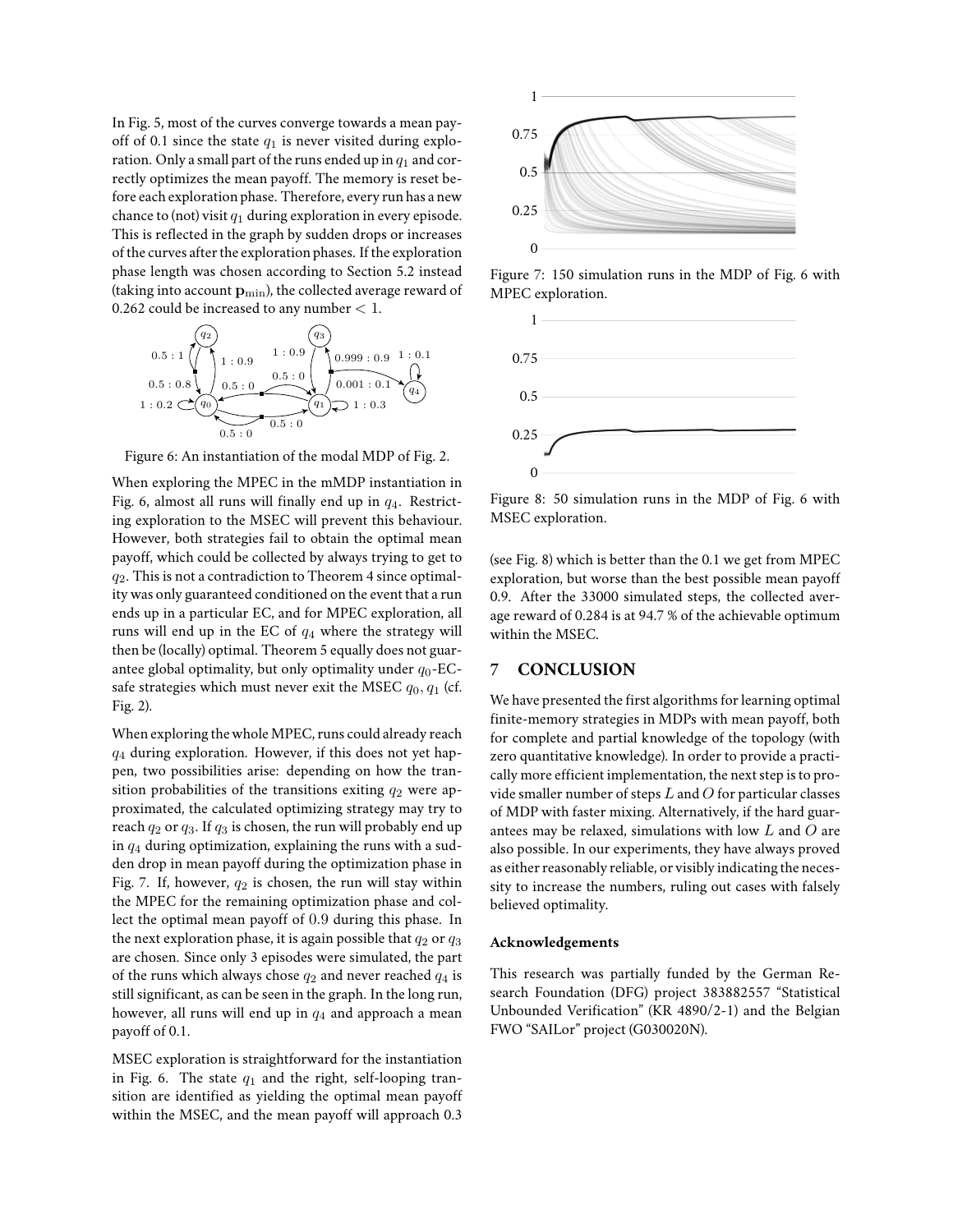In Fig. 5, most of the curves converge towards a mean payoff of 0.1 since the state $q_1$ is never visited during exploration. Only a small part of the runs ended up in $q_1$ and correctly optimizes the mean payoff. The memory is reset before each exploration phase. Therefore, every run has a new chance to (not) visit $q_1$ during exploration in every episode. This is reflected in the graph by sudden drops or increases of the curves after the exploration phases. If the exploration phase length was chosen according to Section 5.2 instead (taking into account $\mathbf{p}_{\min}$), the collected average reward of 0.262 could be increased to any number $< 1$.

Figure 6: An instantiation of the modal MDP of Fig. 2.

When exploring the MPEC in the mMDP instantiation in Fig. 6, almost all runs will finally end up in $q_4$. Restricting exploration to the MSEC will prevent this behaviour. However, both strategies fail to obtain the optimal mean payoff, which could be collected by always trying to get to $q_2$. This is not a contradiction to Theorem 4 since optimality was only guaranteed conditioned on the event that a run ends up in a particular EC, and for MPEC exploration, all runs will end up in the EC of $q_4$ where the strategy will then be (locally) optimal. Theorem 5 equally does not guarantee global optimality, but only optimality under $q_0$-EC-safe strategies which must never exit the MSEC $q_0, q_1$ (cf. Fig. 2).

When exploring the whole MPEC, runs could already reach $q_4$ during exploration. However, if this does not yet happen, two possibilities arise: depending on how the transition probabilities of the transitions exiting $q_2$ were approximated, the calculated optimizing strategy may try to reach $q_2$ or $q_3$. If $q_3$ is chosen, the run will probably end up in $q_4$ during optimization, explaining the runs with a sudden drop in mean payoff during the optimization phase in Fig. 7. If, however, $q_2$ is chosen, the run will stay within the MPEC for the remaining optimization phase and collect the optimal mean payoff of 0.9 during this phase. In the next exploration phase, it is again possible that $q_2$ or $q_3$ are chosen. Since only 3 episodes were simulated, the part of the runs which always chose $q_2$ and never reached $q_4$ is still significant, as can be seen in the graph. In the long run, however, all runs will end up in $q_4$ and approach a mean payoff of 0.1.

MSEC exploration is straightforward for the instantiation in Fig. 6. The state $q_1$ and the right, self-looping transition are identified as yielding the optimal mean payoff within the MSEC, and the mean payoff will approach 0.3

Figure 7: 150 simulation runs in the MDP of Fig. 6 with MPEC exploration.

Figure 8: 50 simulation runs in the MDP of Fig. 6 with MSEC exploration.

(see Fig. 8) which is better than the 0.1 we get from MPEC exploration, but worse than the best possible mean payoff 0.9. After the 33000 simulated steps, the collected average reward of 0.284 is at 94.7 % of the achievable optimum within the MSEC.

## 7 CONCLUSION

We have presented the first algorithms for learning optimal finite-memory strategies in MDPs with mean payoff, both for complete and partial knowledge of the topology (with zero quantitative knowledge). In order to provide a practically more efficient implementation, the next step is to provide smaller number of steps $L$ and $O$ for particular classes of MDP with faster mixing. Alternatively, if the hard guarantees may be relaxed, simulations with low $L$ and $O$ are also possible. In our experiments, they have always proved as either reasonably reliable, or visibly indicating the necessity to increase the numbers, ruling out cases with falsely believed optimality.

### Acknowledgements

This research was partially funded by the German Research Foundation (DFG) project 383882557 "Statistical Unbounded Verification" (KR 4890/2-1) and the Belgian FWO "SAILor" project (G030020N).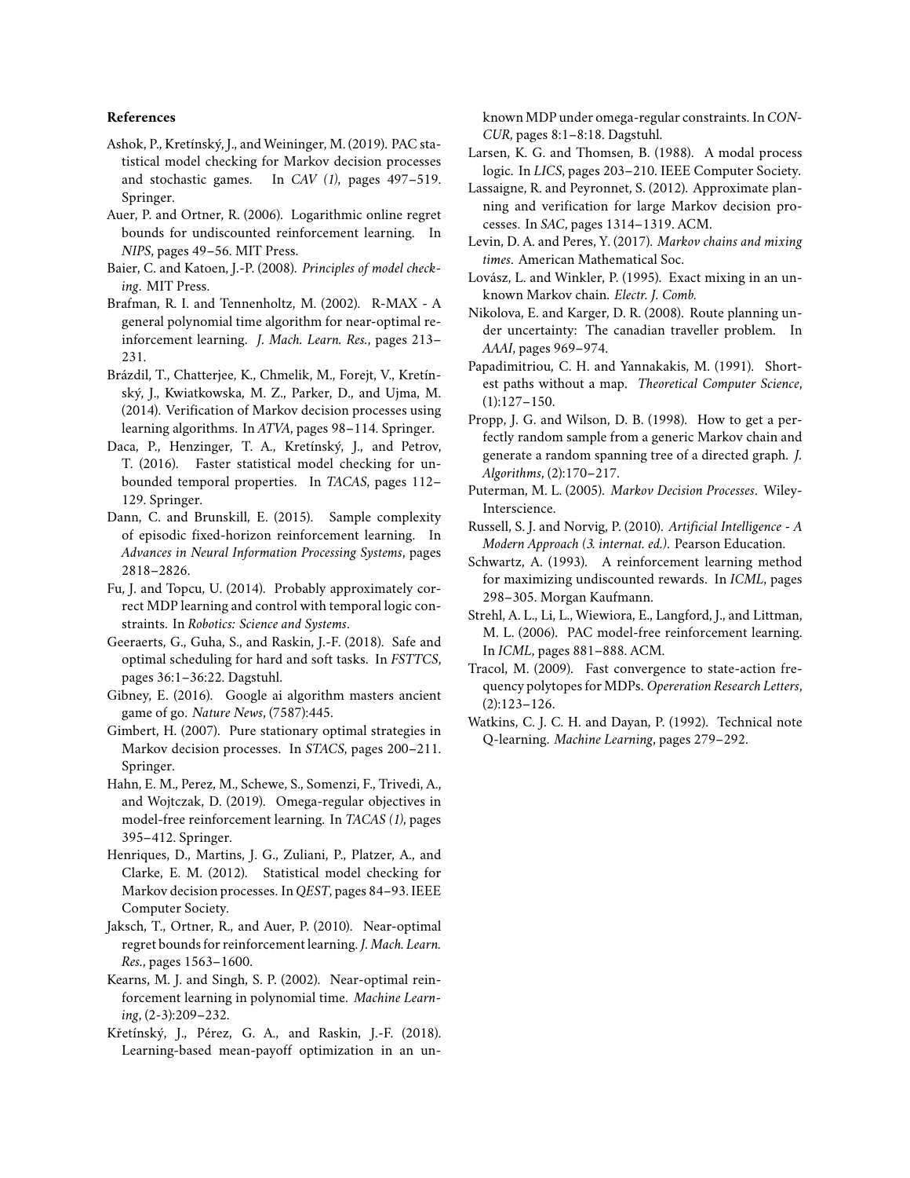### References

Ashok, P., Kretínský, J., and Weininger, M. (2019). PAC statistical model checking for Markov decision processes and stochastic games. In *CAV (1)*, pages 497–519. Springer.

Auer, P. and Ortner, R. (2006). Logarithmic online regret bounds for undiscounted reinforcement learning. In *NIPS*, pages 49–56. MIT Press.

Baier, C. and Katoen, J.-P. (2008). *Principles of model checking*. MIT Press.

Brafman, R. I. and Tennenholtz, M. (2002). R-MAX - A general polynomial time algorithm for near-optimal reinforcement learning. *J. Mach. Learn. Res.*, pages 213–231.

Brázdil, T., Chatterjee, K., Chmelik, M., Forejt, V., Kretínský, J., Kwiatkowska, M. Z., Parker, D., and Ujma, M. (2014). Verification of Markov decision processes using learning algorithms. In *ATVA*, pages 98–114. Springer.

Daca, P., Henzinger, T. A., Kretínský, J., and Petrov, T. (2016). Faster statistical model checking for unbounded temporal properties. In *TACAS*, pages 112–129. Springer.

Dann, C. and Brunskill, E. (2015). Sample complexity of episodic fixed-horizon reinforcement learning. In *Advances in Neural Information Processing Systems*, pages 2818–2826.

Fu, J. and Topcu, U. (2014). Probably approximately correct MDP learning and control with temporal logic constraints. In *Robotics: Science and Systems*.

Geeraerts, G., Guha, S., and Raskin, J.-F. (2018). Safe and optimal scheduling for hard and soft tasks. In *FSTTCS*, pages 36:1–36:22. Dagstuhl.

Gibney, E. (2016). Google ai algorithm masters ancient game of go. *Nature News*, (7587):445.

Gimbert, H. (2007). Pure stationary optimal strategies in Markov decision processes. In *STACS*, pages 200–211. Springer.

Hahn, E. M., Perez, M., Schewe, S., Somenzi, F., Trivedi, A., and Wojtczak, D. (2019). Omega-regular objectives in model-free reinforcement learning. In *TACAS (1)*, pages 395–412. Springer.

Henriques, D., Martins, J. G., Zuliani, P., Platzer, A., and Clarke, E. M. (2012). Statistical model checking for Markov decision processes. In *QEST*, pages 84–93. IEEE Computer Society.

Jaksch, T., Ortner, R., and Auer, P. (2010). Near-optimal regret bounds for reinforcement learning. *J. Mach. Learn. Res.*, pages 1563–1600.

Kearns, M. J. and Singh, S. P. (2002). Near-optimal reinforcement learning in polynomial time. *Machine Learning*, (2-3):209–232.

Křetínský, J., Pérez, G. A., and Raskin, J.-F. (2018). Learning-based mean-payoff optimization in an unknown MDP under omega-regular constraints. In *CONCUR*, pages 8:1–8:18. Dagstuhl.

Larsen, K. G. and Thomsen, B. (1988). A modal process logic. In *LICS*, pages 203–210. IEEE Computer Society.

Lassaigne, R. and Peyronnet, S. (2012). Approximate planning and verification for large Markov decision processes. In *SAC*, pages 1314–1319. ACM.

Levin, D. A. and Peres, Y. (2017). *Markov chains and mixing times*. American Mathematical Soc.

Lovász, L. and Winkler, P. (1995). Exact mixing in an unknown Markov chain. *Electr. J. Comb.*

Nikolova, E. and Karger, D. R. (2008). Route planning under uncertainty: The canadian traveller problem. In *AAAI*, pages 969–974.

Papadimitriou, C. H. and Yannakakis, M. (1991). Shortest paths without a map. *Theoretical Computer Science*, (1):127–150.

Propp, J. G. and Wilson, D. B. (1998). How to get a perfectly random sample from a generic Markov chain and generate a random spanning tree of a directed graph. *J. Algorithms*, (2):170–217.

Puterman, M. L. (2005). *Markov Decision Processes*. Wiley-Interscience.

Russell, S. J. and Norvig, P. (2010). *Artificial Intelligence - A Modern Approach (3. internat. ed.)*. Pearson Education.

Schwartz, A. (1993). A reinforcement learning method for maximizing undiscounted rewards. In *ICML*, pages 298–305. Morgan Kaufmann.

Strehl, A. L., Li, L., Wiewiora, E., Langford, J., and Littman, M. L. (2006). PAC model-free reinforcement learning. In *ICML*, pages 881–888. ACM.

Tracol, M. (2009). Fast convergence to state-action frequency polytopes for MDPs. *Opereration Research Letters*, (2):123–126.

Watkins, C. J. C. H. and Dayan, P. (1992). Technical note Q-learning. *Machine Learning*, pages 279–292.